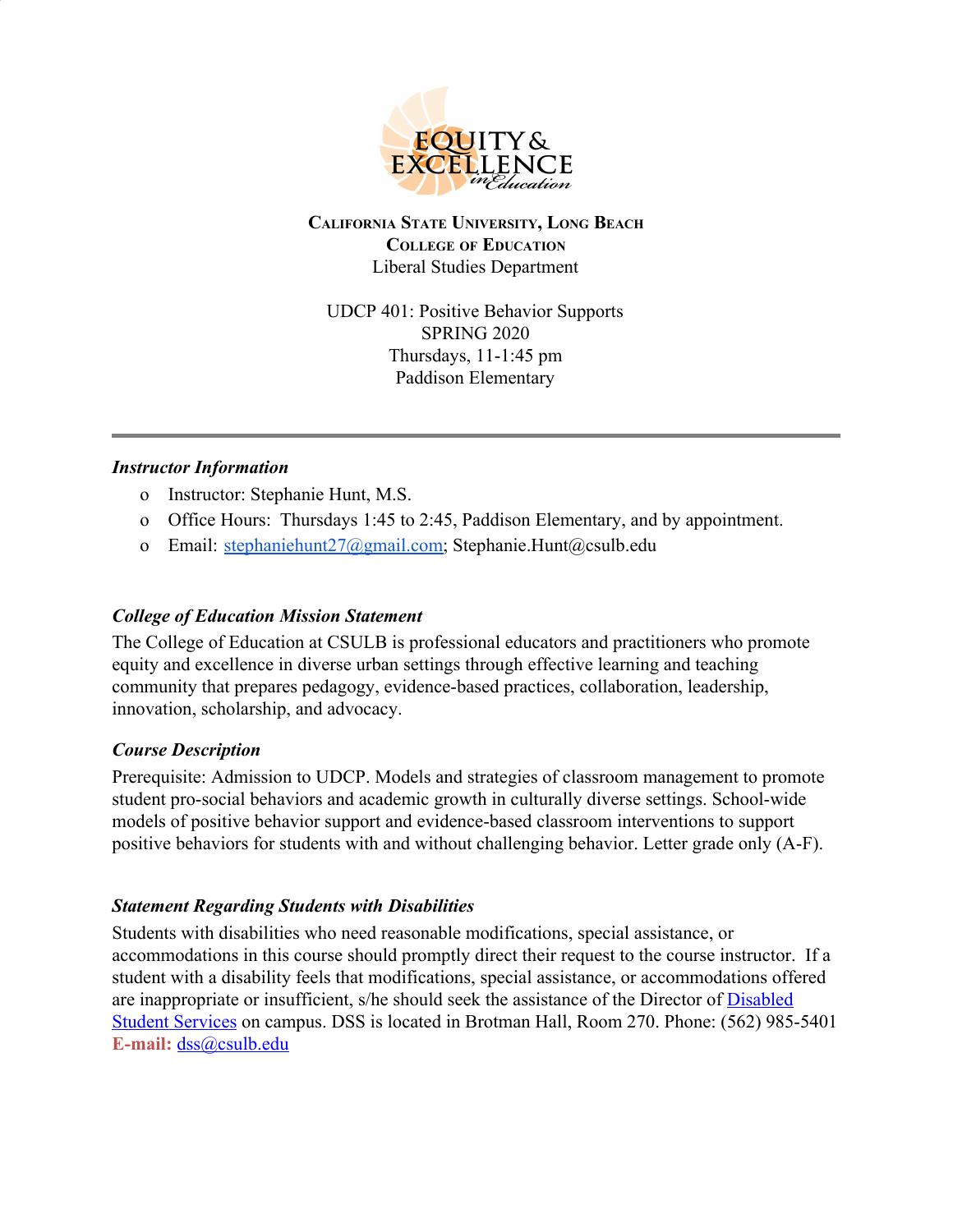**California State University, Long Beach**
**College of Education**
Liberal Studies Department

UDCP 401: Positive Behavior Supports
SPRING 2020
Thursdays, 11-1:45 pm
Paddison Elementary

---

### *Instructor Information*

- Instructor: Stephanie Hunt, M.S.
- Office Hours: Thursdays 1:45 to 2:45, Paddison Elementary, and by appointment.
- Email: stephaniehunt27@gmail.com; Stephanie.Hunt@csulb.edu

### *College of Education Mission Statement*

The College of Education at CSULB is professional educators and practitioners who promote equity and excellence in diverse urban settings through effective learning and teaching community that prepares pedagogy, evidence-based practices, collaboration, leadership, innovation, scholarship, and advocacy.

### *Course Description*

Prerequisite: Admission to UDCP. Models and strategies of classroom management to promote student pro-social behaviors and academic growth in culturally diverse settings. School-wide models of positive behavior support and evidence-based classroom interventions to support positive behaviors for students with and without challenging behavior. Letter grade only (A-F).

### *Statement Regarding Students with Disabilities*

Students with disabilities who need reasonable modifications, special assistance, or accommodations in this course should promptly direct their request to the course instructor. If a student with a disability feels that modifications, special assistance, or accommodations offered are inappropriate or insufficient, s/he should seek the assistance of the Director of Disabled Student Services on campus. DSS is located in Brotman Hall, Room 270. Phone: (562) 985-5401 **E-mail:** dss@csulb.edu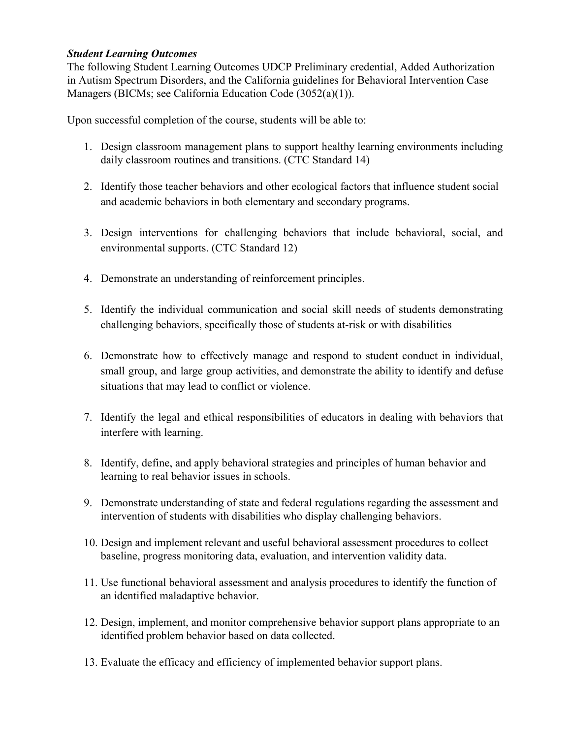***Student Learning Outcomes***

The following Student Learning Outcomes UDCP Preliminary credential, Added Authorization in Autism Spectrum Disorders, and the California guidelines for Behavioral Intervention Case Managers (BICMs; see California Education Code (3052(a)(1)).

Upon successful completion of the course, students will be able to:

1. Design classroom management plans to support healthy learning environments including daily classroom routines and transitions. (CTC Standard 14)

2. Identify those teacher behaviors and other ecological factors that influence student social and academic behaviors in both elementary and secondary programs.

3. Design interventions for challenging behaviors that include behavioral, social, and environmental supports. (CTC Standard 12)

4. Demonstrate an understanding of reinforcement principles.

5. Identify the individual communication and social skill needs of students demonstrating challenging behaviors, specifically those of students at-risk or with disabilities

6. Demonstrate how to effectively manage and respond to student conduct in individual, small group, and large group activities, and demonstrate the ability to identify and defuse situations that may lead to conflict or violence.

7. Identify the legal and ethical responsibilities of educators in dealing with behaviors that interfere with learning.

8. Identify, define, and apply behavioral strategies and principles of human behavior and learning to real behavior issues in schools.

9. Demonstrate understanding of state and federal regulations regarding the assessment and intervention of students with disabilities who display challenging behaviors.

10. Design and implement relevant and useful behavioral assessment procedures to collect baseline, progress monitoring data, evaluation, and intervention validity data.

11. Use functional behavioral assessment and analysis procedures to identify the function of an identified maladaptive behavior.

12. Design, implement, and monitor comprehensive behavior support plans appropriate to an identified problem behavior based on data collected.

13. Evaluate the efficacy and efficiency of implemented behavior support plans.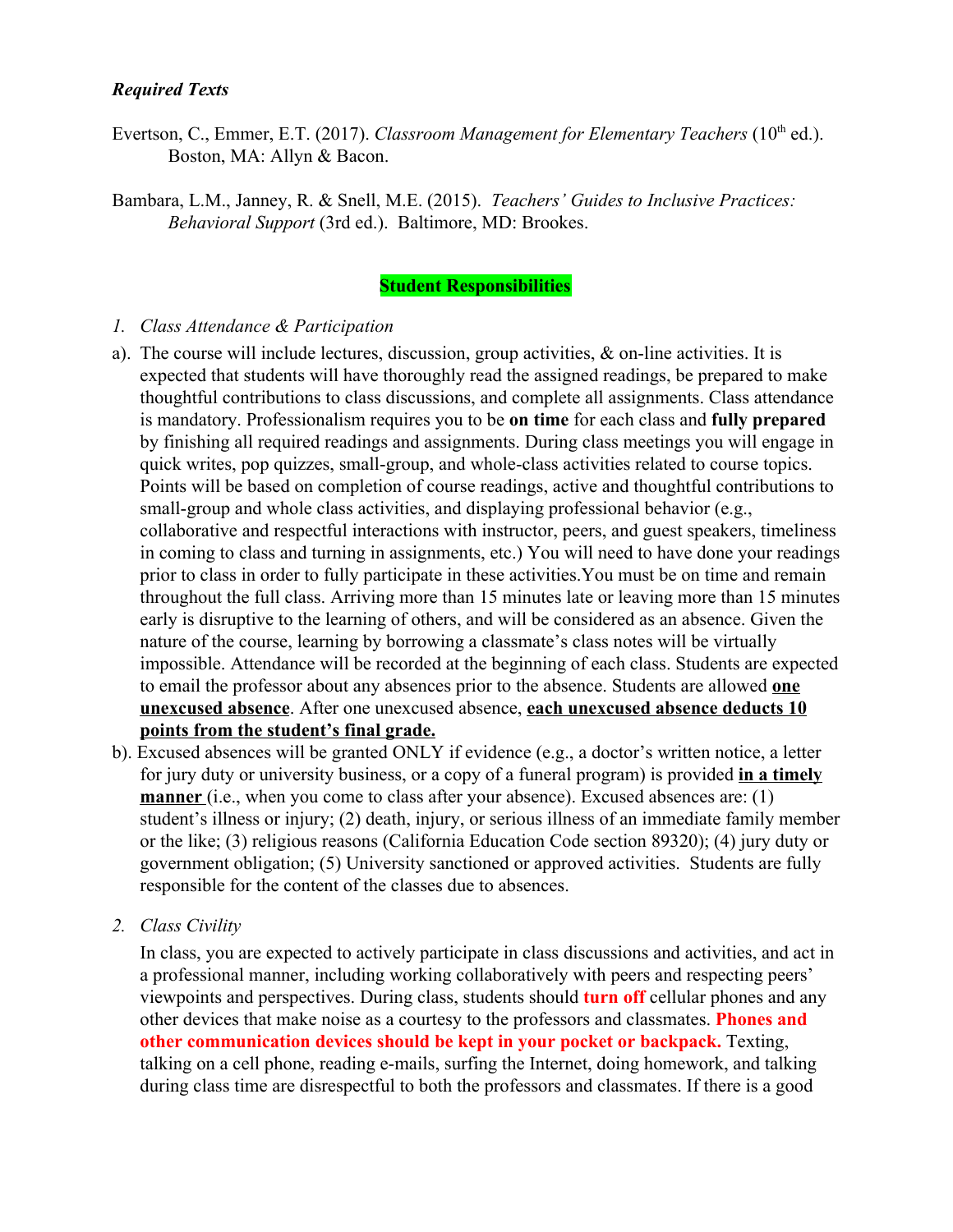***Required Texts***

Evertson, C., Emmer, E.T. (2017). *Classroom Management for Elementary Teachers* (10th ed.). Boston, MA: Allyn & Bacon.

Bambara, L.M., Janney, R. & Snell, M.E. (2015). *Teachers' Guides to Inclusive Practices: Behavioral Support* (3rd ed.). Baltimore, MD: Brookes.

## **Student Responsibilities**

1. *Class Attendance & Participation*

a). The course will include lectures, discussion, group activities, & on-line activities. It is expected that students will have thoroughly read the assigned readings, be prepared to make thoughtful contributions to class discussions, and complete all assignments. Class attendance is mandatory. Professionalism requires you to be **on time** for each class and **fully prepared** by finishing all required readings and assignments. During class meetings you will engage in quick writes, pop quizzes, small-group, and whole-class activities related to course topics. Points will be based on completion of course readings, active and thoughtful contributions to small-group and whole class activities, and displaying professional behavior (e.g., collaborative and respectful interactions with instructor, peers, and guest speakers, timeliness in coming to class and turning in assignments, etc.) You will need to have done your readings prior to class in order to fully participate in these activities.You must be on time and remain throughout the full class. Arriving more than 15 minutes late or leaving more than 15 minutes early is disruptive to the learning of others, and will be considered as an absence. Given the nature of the course, learning by borrowing a classmate's class notes will be virtually impossible. Attendance will be recorded at the beginning of each class. Students are expected to email the professor about any absences prior to the absence. Students are allowed **one unexcused absence**. After one unexcused absence, **each unexcused absence deducts 10 points from the student's final grade.**

b). Excused absences will be granted ONLY if evidence (e.g., a doctor's written notice, a letter for jury duty or university business, or a copy of a funeral program) is provided **in a timely manner** (i.e., when you come to class after your absence). Excused absences are: (1) student's illness or injury; (2) death, injury, or serious illness of an immediate family member or the like; (3) religious reasons (California Education Code section 89320); (4) jury duty or government obligation; (5) University sanctioned or approved activities. Students are fully responsible for the content of the classes due to absences.

2. *Class Civility*

In class, you are expected to actively participate in class discussions and activities, and act in a professional manner, including working collaboratively with peers and respecting peers' viewpoints and perspectives. During class, students should **turn off** cellular phones and any other devices that make noise as a courtesy to the professors and classmates. **Phones and other communication devices should be kept in your pocket or backpack.** Texting, talking on a cell phone, reading e-mails, surfing the Internet, doing homework, and talking during class time are disrespectful to both the professors and classmates. If there is a good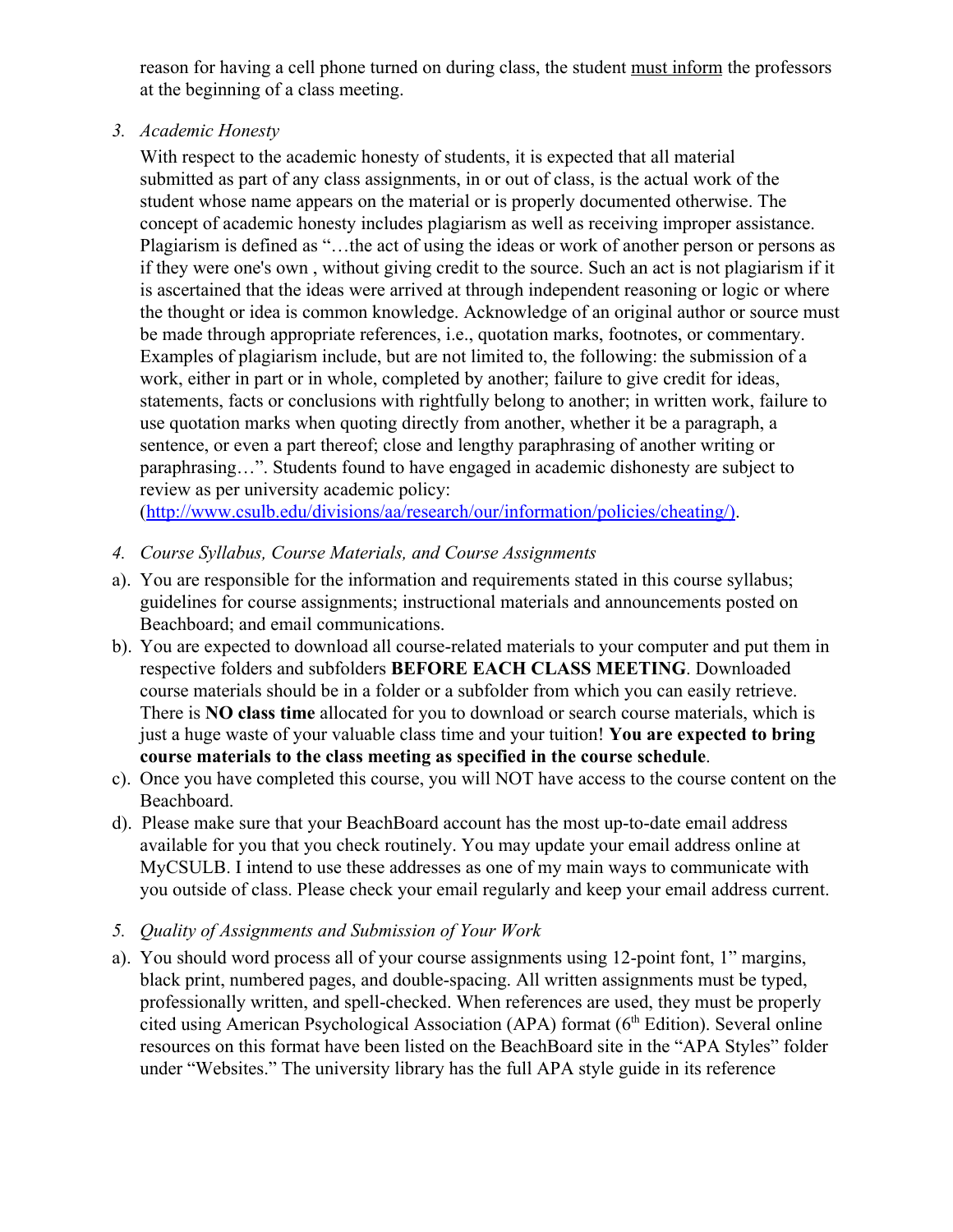reason for having a cell phone turned on during class, the student <u>must inform</u> the professors at the beginning of a class meeting.

3. *Academic Honesty*

   With respect to the academic honesty of students, it is expected that all material submitted as part of any class assignments, in or out of class, is the actual work of the student whose name appears on the material or is properly documented otherwise. The concept of academic honesty includes plagiarism as well as receiving improper assistance. Plagiarism is defined as "…the act of using the ideas or work of another person or persons as if they were one's own , without giving credit to the source. Such an act is not plagiarism if it is ascertained that the ideas were arrived at through independent reasoning or logic or where the thought or idea is common knowledge. Acknowledge of an original author or source must be made through appropriate references, i.e., quotation marks, footnotes, or commentary. Examples of plagiarism include, but are not limited to, the following: the submission of a work, either in part or in whole, completed by another; failure to give credit for ideas, statements, facts or conclusions with rightfully belong to another; in written work, failure to use quotation marks when quoting directly from another, whether it be a paragraph, a sentence, or even a part thereof; close and lengthy paraphrasing of another writing or paraphrasing…". Students found to have engaged in academic dishonesty are subject to review as per university academic policy: (http://www.csulb.edu/divisions/aa/research/our/information/policies/cheating/).

4. *Course Syllabus, Course Materials, and Course Assignments*

a). You are responsible for the information and requirements stated in this course syllabus; guidelines for course assignments; instructional materials and announcements posted on Beachboard; and email communications.

b). You are expected to download all course-related materials to your computer and put them in respective folders and subfolders **BEFORE EACH CLASS MEETING**. Downloaded course materials should be in a folder or a subfolder from which you can easily retrieve. There is **NO class time** allocated for you to download or search course materials, which is just a huge waste of your valuable class time and your tuition! **You are expected to bring course materials to the class meeting as specified in the course schedule**.

c). Once you have completed this course, you will NOT have access to the course content on the Beachboard.

d). Please make sure that your BeachBoard account has the most up-to-date email address available for you that you check routinely. You may update your email address online at MyCSULB. I intend to use these addresses as one of my main ways to communicate with you outside of class. Please check your email regularly and keep your email address current.

5. *Quality of Assignments and Submission of Your Work*

a). You should word process all of your course assignments using 12-point font, 1" margins, black print, numbered pages, and double-spacing. All written assignments must be typed, professionally written, and spell-checked. When references are used, they must be properly cited using American Psychological Association (APA) format (6th Edition). Several online resources on this format have been listed on the BeachBoard site in the "APA Styles" folder under "Websites." The university library has the full APA style guide in its reference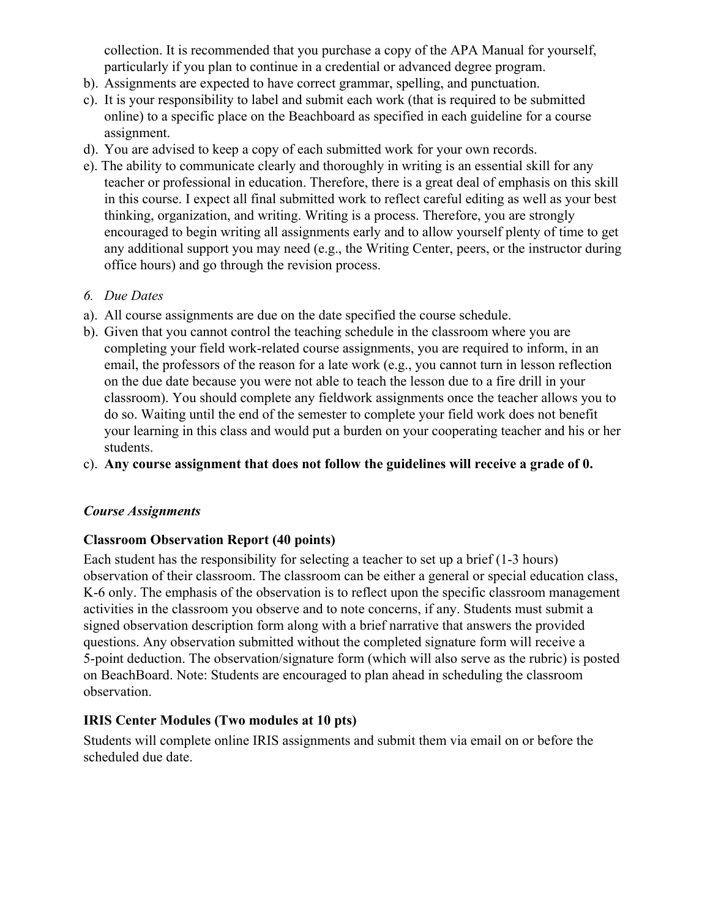collection. It is recommended that you purchase a copy of the APA Manual for yourself, particularly if you plan to continue in a credential or advanced degree program.

b). Assignments are expected to have correct grammar, spelling, and punctuation.

c). It is your responsibility to label and submit each work (that is required to be submitted online) to a specific place on the Beachboard as specified in each guideline for a course assignment.

d). You are advised to keep a copy of each submitted work for your own records.

e). The ability to communicate clearly and thoroughly in writing is an essential skill for any teacher or professional in education. Therefore, there is a great deal of emphasis on this skill in this course. I expect all final submitted work to reflect careful editing as well as your best thinking, organization, and writing. Writing is a process. Therefore, you are strongly encouraged to begin writing all assignments early and to allow yourself plenty of time to get any additional support you may need (e.g., the Writing Center, peers, or the instructor during office hours) and go through the revision process.

*6. Due Dates*

a). All course assignments are due on the date specified the course schedule.

b). Given that you cannot control the teaching schedule in the classroom where you are completing your field work-related course assignments, you are required to inform, in an email, the professors of the reason for a late work (e.g., you cannot turn in lesson reflection on the due date because you were not able to teach the lesson due to a fire drill in your classroom). You should complete any fieldwork assignments once the teacher allows you to do so. Waiting until the end of the semester to complete your field work does not benefit your learning in this class and would put a burden on your cooperating teacher and his or her students.

c). **Any course assignment that does not follow the guidelines will receive a grade of 0.**

***Course Assignments***

**Classroom Observation Report (40 points)**

Each student has the responsibility for selecting a teacher to set up a brief (1-3 hours) observation of their classroom. The classroom can be either a general or special education class, K-6 only. The emphasis of the observation is to reflect upon the specific classroom management activities in the classroom you observe and to note concerns, if any. Students must submit a signed observation description form along with a brief narrative that answers the provided questions. Any observation submitted without the completed signature form will receive a 5-point deduction. The observation/signature form (which will also serve as the rubric) is posted on BeachBoard. Note: Students are encouraged to plan ahead in scheduling the classroom observation.

**IRIS Center Modules (Two modules at 10 pts)**

Students will complete online IRIS assignments and submit them via email on or before the scheduled due date.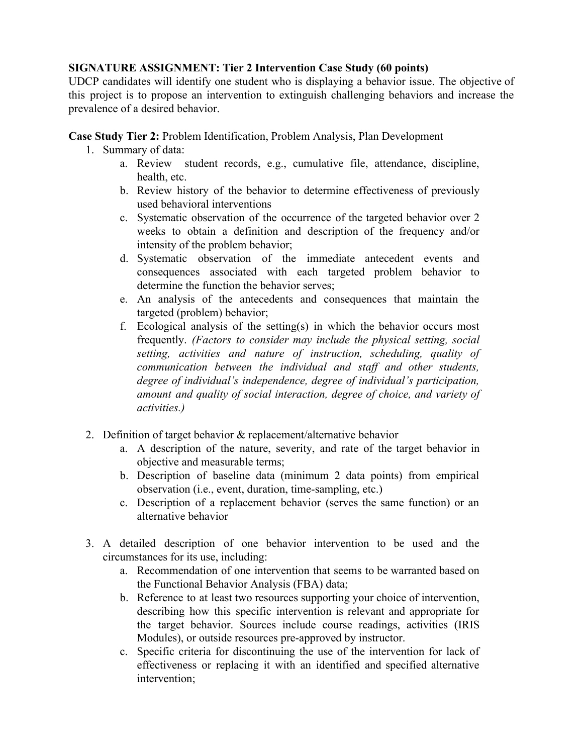**SIGNATURE ASSIGNMENT: Tier 2 Intervention Case Study (60 points)**

UDCP candidates will identify one student who is displaying a behavior issue. The objective of this project is to propose an intervention to extinguish challenging behaviors and increase the prevalence of a desired behavior.

<u>**Case Study Tier 2:**</u> Problem Identification, Problem Analysis, Plan Development

1. Summary of data:
   a. Review student records, e.g., cumulative file, attendance, discipline, health, etc.
   b. Review history of the behavior to determine effectiveness of previously used behavioral interventions
   c. Systematic observation of the occurrence of the targeted behavior over 2 weeks to obtain a definition and description of the frequency and/or intensity of the problem behavior;
   d. Systematic observation of the immediate antecedent events and consequences associated with each targeted problem behavior to determine the function the behavior serves;
   e. An analysis of the antecedents and consequences that maintain the targeted (problem) behavior;
   f. Ecological analysis of the setting(s) in which the behavior occurs most frequently. *(Factors to consider may include the physical setting, social setting, activities and nature of instruction, scheduling, quality of communication between the individual and staff and other students, degree of individual's independence, degree of individual's participation, amount and quality of social interaction, degree of choice, and variety of activities.)*

2. Definition of target behavior & replacement/alternative behavior
   a. A description of the nature, severity, and rate of the target behavior in objective and measurable terms;
   b. Description of baseline data (minimum 2 data points) from empirical observation (i.e., event, duration, time-sampling, etc.)
   c. Description of a replacement behavior (serves the same function) or an alternative behavior

3. A detailed description of one behavior intervention to be used and the circumstances for its use, including:
   a. Recommendation of one intervention that seems to be warranted based on the Functional Behavior Analysis (FBA) data;
   b. Reference to at least two resources supporting your choice of intervention, describing how this specific intervention is relevant and appropriate for the target behavior. Sources include course readings, activities (IRIS Modules), or outside resources pre-approved by instructor.
   c. Specific criteria for discontinuing the use of the intervention for lack of effectiveness or replacing it with an identified and specified alternative intervention;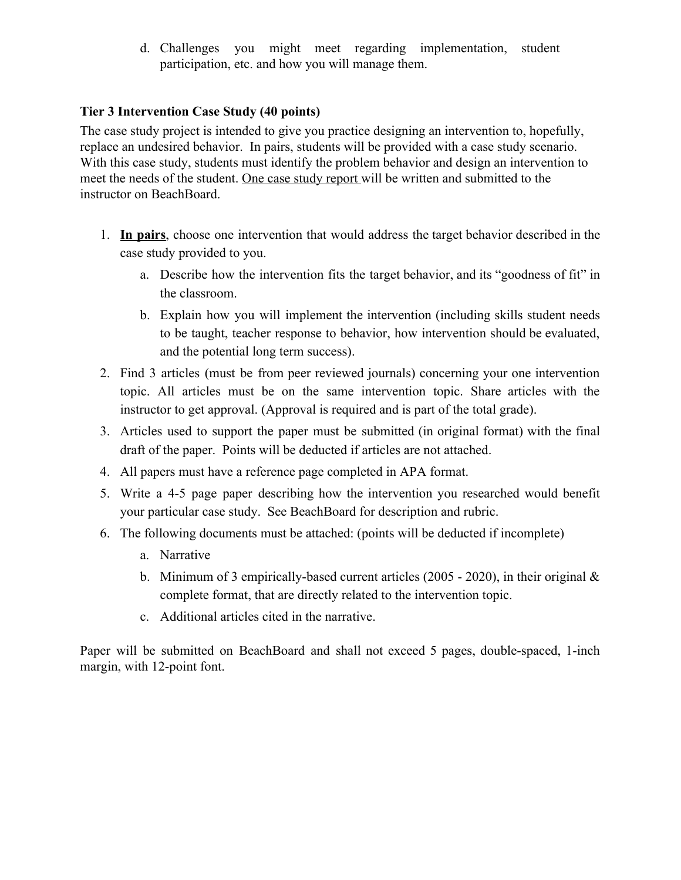d. Challenges you might meet regarding implementation, student participation, etc. and how you will manage them.

**Tier 3 Intervention Case Study (40 points)**

The case study project is intended to give you practice designing an intervention to, hopefully, replace an undesired behavior. In pairs, students will be provided with a case study scenario. With this case study, students must identify the problem behavior and design an intervention to meet the needs of the student. <u>One case study report</u> will be written and submitted to the instructor on BeachBoard.

1. **<u>In pairs</u>**, choose one intervention that would address the target behavior described in the case study provided to you.
   a. Describe how the intervention fits the target behavior, and its "goodness of fit" in the classroom.
   b. Explain how you will implement the intervention (including skills student needs to be taught, teacher response to behavior, how intervention should be evaluated, and the potential long term success).
2. Find 3 articles (must be from peer reviewed journals) concerning your one intervention topic. All articles must be on the same intervention topic. Share articles with the instructor to get approval. (Approval is required and is part of the total grade).
3. Articles used to support the paper must be submitted (in original format) with the final draft of the paper. Points will be deducted if articles are not attached.
4. All papers must have a reference page completed in APA format.
5. Write a 4-5 page paper describing how the intervention you researched would benefit your particular case study. See BeachBoard for description and rubric.
6. The following documents must be attached: (points will be deducted if incomplete)
   a. Narrative
   b. Minimum of 3 empirically-based current articles (2005 - 2020), in their original & complete format, that are directly related to the intervention topic.
   c. Additional articles cited in the narrative.

Paper will be submitted on BeachBoard and shall not exceed 5 pages, double-spaced, 1-inch margin, with 12-point font.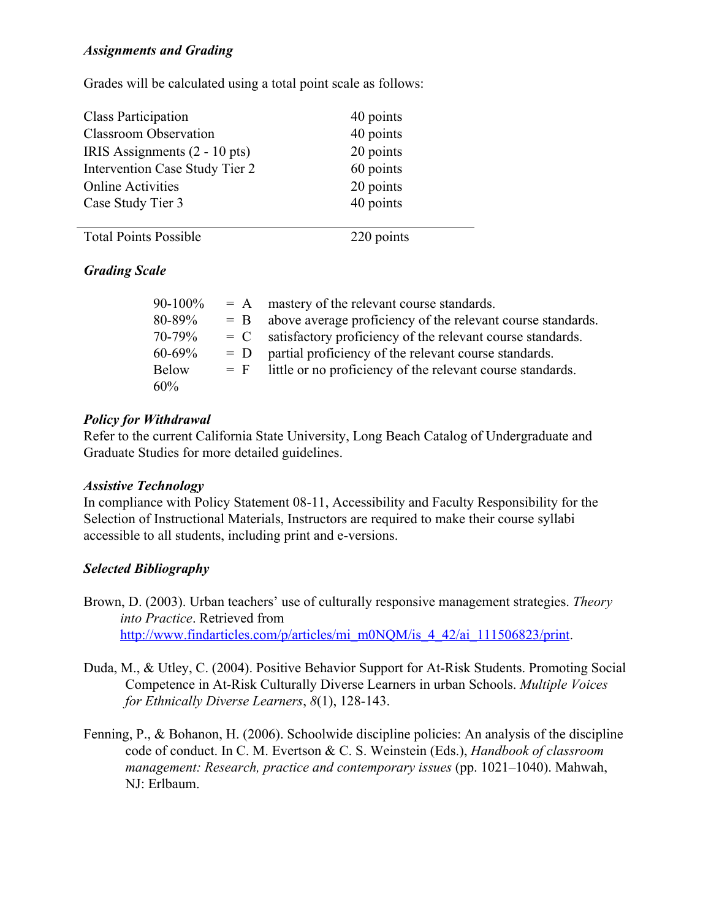***Assignments and Grading***

Grades will be calculated using a total point scale as follows:

| | |
|---|---|
| Class Participation | 40 points |
| Classroom Observation | 40 points |
| IRIS Assignments (2 - 10 pts) | 20 points |
| Intervention Case Study Tier 2 | 60 points |
| Online Activities | 20 points |
| Case Study Tier 3 | 40 points |
| Total Points Possible | 220 points |

***Grading Scale***

| | | |
|---|---|---|
| 90-100% | = A | mastery of the relevant course standards. |
| 80-89% | = B | above average proficiency of the relevant course standards. |
| 70-79% | = C | satisfactory proficiency of the relevant course standards. |
| 60-69% | = D | partial proficiency of the relevant course standards. |
| Below 60% | = F | little or no proficiency of the relevant course standards. |

***Policy for Withdrawal***

Refer to the current California State University, Long Beach Catalog of Undergraduate and Graduate Studies for more detailed guidelines.

***Assistive Technology***

In compliance with Policy Statement 08-11, Accessibility and Faculty Responsibility for the Selection of Instructional Materials, Instructors are required to make their course syllabi accessible to all students, including print and e-versions.

***Selected Bibliography***

Brown, D. (2003). Urban teachers' use of culturally responsive management strategies. *Theory into Practice*. Retrieved from http://www.findarticles.com/p/articles/mi_m0NQM/is_4_42/ai_111506823/print.

Duda, M., & Utley, C. (2004). Positive Behavior Support for At-Risk Students. Promoting Social Competence in At-Risk Culturally Diverse Learners in urban Schools. *Multiple Voices for Ethnically Diverse Learners*, *8*(1), 128-143.

Fenning, P., & Bohanon, H. (2006). Schoolwide discipline policies: An analysis of the discipline code of conduct. In C. M. Evertson & C. S. Weinstein (Eds.), *Handbook of classroom management: Research, practice and contemporary issues* (pp. 1021–1040). Mahwah, NJ: Erlbaum.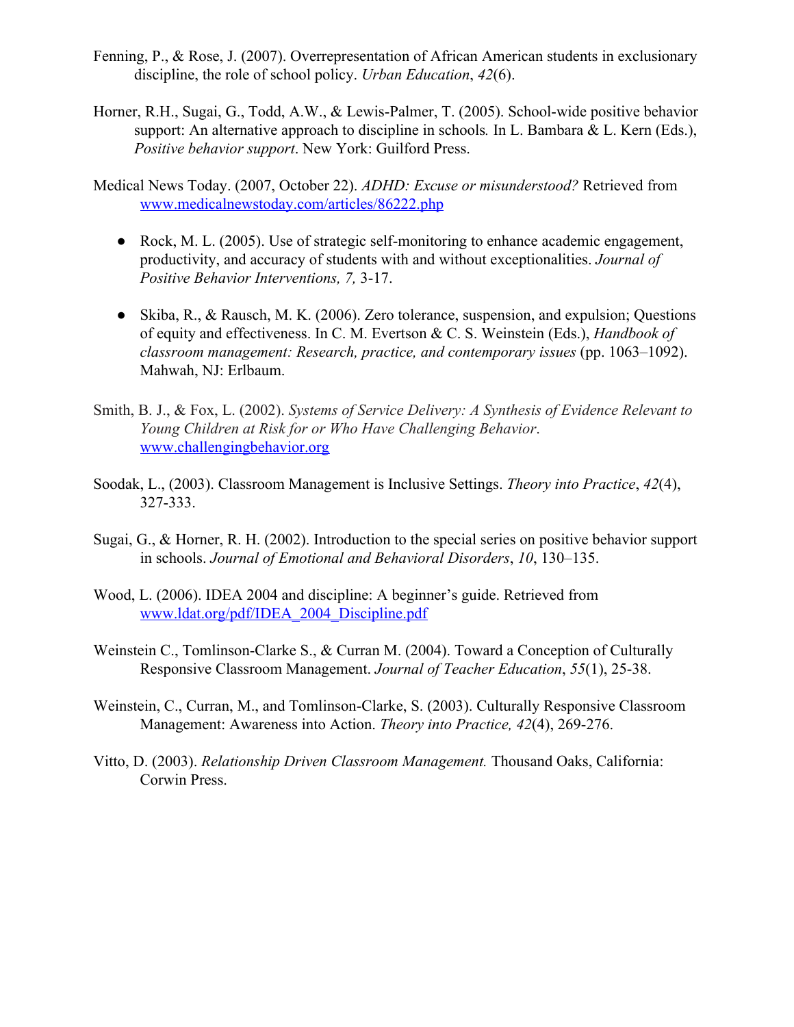Fenning, P., & Rose, J. (2007). Overrepresentation of African American students in exclusionary discipline, the role of school policy. *Urban Education*, *42*(6).

Horner, R.H., Sugai, G., Todd, A.W., & Lewis-Palmer, T. (2005). School-wide positive behavior support: An alternative approach to discipline in schools*.* In L. Bambara & L. Kern (Eds.), *Positive behavior support*. New York: Guilford Press.

Medical News Today. (2007, October 22). *ADHD: Excuse or misunderstood?* Retrieved from [www.medicalnewstoday.com/articles/86222.php](www.medicalnewstoday.com/articles/86222.php)

- Rock, M. L. (2005). Use of strategic self-monitoring to enhance academic engagement, productivity, and accuracy of students with and without exceptionalities. *Journal of Positive Behavior Interventions, 7,* 3-17.

- Skiba, R., & Rausch, M. K. (2006). Zero tolerance, suspension, and expulsion; Questions of equity and effectiveness. In C. M. Evertson & C. S. Weinstein (Eds.), *Handbook of classroom management: Research, practice, and contemporary issues* (pp. 1063–1092). Mahwah, NJ: Erlbaum.

Smith, B. J., & Fox, L. (2002). *Systems of Service Delivery: A Synthesis of Evidence Relevant to Young Children at Risk for or Who Have Challenging Behavior*. [www.challengingbehavior.org](www.challengingbehavior.org)

Soodak, L., (2003). Classroom Management is Inclusive Settings. *Theory into Practice*, *42*(4), 327-333.

Sugai, G., & Horner, R. H. (2002). Introduction to the special series on positive behavior support in schools. *Journal of Emotional and Behavioral Disorders*, *10*, 130–135.

Wood, L. (2006). IDEA 2004 and discipline: A beginner's guide. Retrieved from [www.ldat.org/pdf/IDEA_2004_Discipline.pdf](www.ldat.org/pdf/IDEA_2004_Discipline.pdf)

Weinstein C., Tomlinson-Clarke S., & Curran M. (2004). Toward a Conception of Culturally Responsive Classroom Management. *Journal of Teacher Education*, *55*(1), 25-38.

Weinstein, C., Curran, M., and Tomlinson-Clarke, S. (2003). Culturally Responsive Classroom Management: Awareness into Action. *Theory into Practice, 42*(4), 269-276.

Vitto, D. (2003). *Relationship Driven Classroom Management.* Thousand Oaks, California: Corwin Press.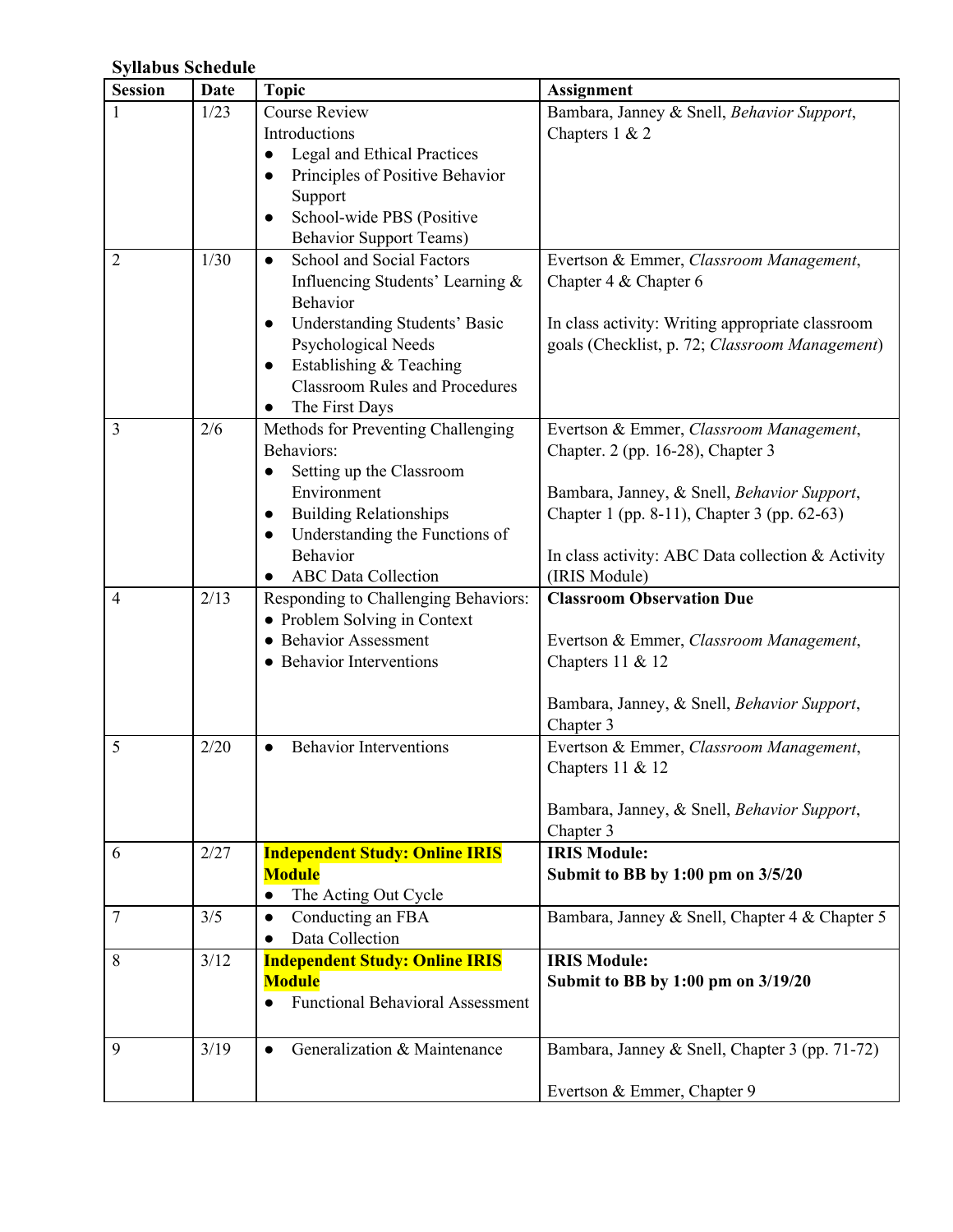**Syllabus Schedule**

| Session | Date | Topic | Assignment |
|---|---|---|---|
| 1 | 1/23 | Course Review<br>Introductions<br>● Legal and Ethical Practices<br>● Principles of Positive Behavior Support<br>● School-wide PBS (Positive Behavior Support Teams) | Bambara, Janney & Snell, *Behavior Support*, Chapters 1 & 2 |
| 2 | 1/30 | ● School and Social Factors Influencing Students' Learning & Behavior<br>● Understanding Students' Basic Psychological Needs<br>● Establishing & Teaching Classroom Rules and Procedures<br>● The First Days | Evertson & Emmer, *Classroom Management*, Chapter 4 & Chapter 6<br><br>In class activity: Writing appropriate classroom goals (Checklist, p. 72; *Classroom Management*) |
| 3 | 2/6 | Methods for Preventing Challenging Behaviors:<br>● Setting up the Classroom Environment<br>● Building Relationships<br>● Understanding the Functions of Behavior<br>● ABC Data Collection | Evertson & Emmer, *Classroom Management*, Chapter. 2 (pp. 16-28), Chapter 3<br><br>Bambara, Janney, & Snell, *Behavior Support*, Chapter 1 (pp. 8-11), Chapter 3 (pp. 62-63)<br><br>In class activity: ABC Data collection & Activity (IRIS Module) |
| 4 | 2/13 | Responding to Challenging Behaviors:<br>● Problem Solving in Context<br>● Behavior Assessment<br>● Behavior Interventions | **Classroom Observation Due**<br><br>Evertson & Emmer, *Classroom Management*, Chapters 11 & 12<br><br>Bambara, Janney, & Snell, *Behavior Support*, Chapter 3 |
| 5 | 2/20 | ● Behavior Interventions | Evertson & Emmer, *Classroom Management*, Chapters 11 & 12<br><br>Bambara, Janney, & Snell, *Behavior Support*, Chapter 3 |
| 6 | 2/27 | **Independent Study: Online IRIS Module**<br>● The Acting Out Cycle | **IRIS Module:**<br>**Submit to BB by 1:00 pm on 3/5/20** |
| 7 | 3/5 | ● Conducting an FBA<br>● Data Collection | Bambara, Janney & Snell, Chapter 4 & Chapter 5 |
| 8 | 3/12 | **Independent Study: Online IRIS Module**<br>● Functional Behavioral Assessment | **IRIS Module:**<br>**Submit to BB by 1:00 pm on 3/19/20** |
| 9 | 3/19 | ● Generalization & Maintenance | Bambara, Janney & Snell, Chapter 3 (pp. 71-72)<br><br>Evertson & Emmer, Chapter 9 |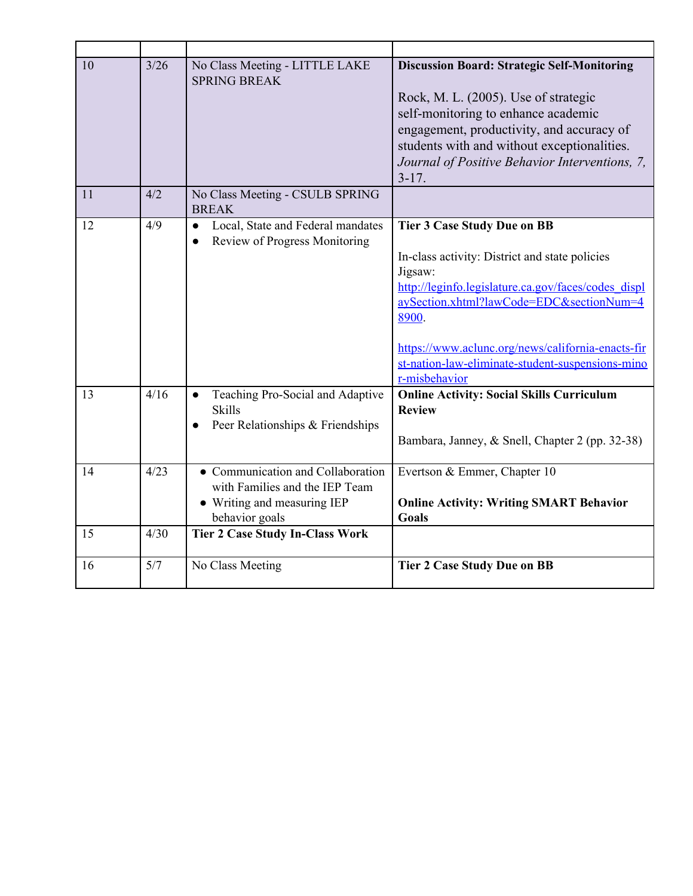| | | | |
|---|---|---|---|
| 10 | 3/26 | No Class Meeting - LITTLE LAKE SPRING BREAK | **Discussion Board: Strategic Self-Monitoring**<br><br>Rock, M. L. (2005). Use of strategic self-monitoring to enhance academic engagement, productivity, and accuracy of students with and without exceptionalities. *Journal of Positive Behavior Interventions, 7,* 3-17. |
| 11 | 4/2 | No Class Meeting - CSULB SPRING BREAK | |
| 12 | 4/9 | • Local, State and Federal mandates<br>• Review of Progress Monitoring | **Tier 3 Case Study Due on BB**<br><br>In-class activity: District and state policies Jigsaw: http://leginfo.legislature.ca.gov/faces/codes_displaySection.xhtml?lawCode=EDC&sectionNum=48900.<br><br>https://www.aclunc.org/news/california-enacts-first-nation-law-eliminate-student-suspensions-minor-misbehavior |
| 13 | 4/16 | • Teaching Pro-Social and Adaptive Skills<br>• Peer Relationships & Friendships | **Online Activity: Social Skills Curriculum Review**<br><br>Bambara, Janney, & Snell, Chapter 2 (pp. 32-38) |
| 14 | 4/23 | • Communication and Collaboration with Families and the IEP Team<br>• Writing and measuring IEP behavior goals | Evertson & Emmer, Chapter 10<br><br>**Online Activity: Writing SMART Behavior Goals** |
| 15 | 4/30 | **Tier 2 Case Study In-Class Work** | |
| 16 | 5/7 | No Class Meeting | **Tier 2 Case Study Due on BB** |